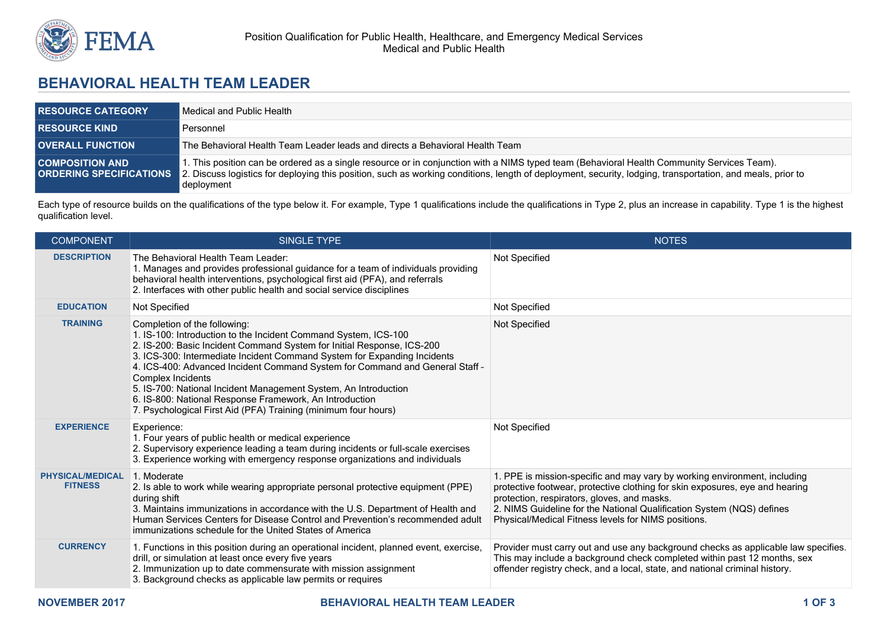Position Qualification for Public Health, Healthcare, and Emergency Medical Services
Medical and Public Health

# BEHAVIORAL HEALTH TEAM LEADER

| | |
|---|---|
| **RESOURCE CATEGORY** | Medical and Public Health |
| **RESOURCE KIND** | Personnel |
| **OVERALL FUNCTION** | The Behavioral Health Team Leader leads and directs a Behavioral Health Team |
| **COMPOSITION AND ORDERING SPECIFICATIONS** | 1. This position can be ordered as a single resource or in conjunction with a NIMS typed team (Behavioral Health Community Services Team).<br>2. Discuss logistics for deploying this position, such as working conditions, length of deployment, security, lodging, transportation, and meals, prior to deployment |

Each type of resource builds on the qualifications of the type below it. For example, Type 1 qualifications include the qualifications in Type 2, plus an increase in capability. Type 1 is the highest qualification level.

| COMPONENT | SINGLE TYPE | NOTES |
|---|---|---|
| **DESCRIPTION** | The Behavioral Health Team Leader:<br>1. Manages and provides professional guidance for a team of individuals providing behavioral health interventions, psychological first aid (PFA), and referrals<br>2. Interfaces with other public health and social service disciplines | Not Specified |
| **EDUCATION** | Not Specified | Not Specified |
| **TRAINING** | Completion of the following:<br>1. IS-100: Introduction to the Incident Command System, ICS-100<br>2. IS-200: Basic Incident Command System for Initial Response, ICS-200<br>3. ICS-300: Intermediate Incident Command System for Expanding Incidents<br>4. ICS-400: Advanced Incident Command System for Command and General Staff - Complex Incidents<br>5. IS-700: National Incident Management System, An Introduction<br>6. IS-800: National Response Framework, An Introduction<br>7. Psychological First Aid (PFA) Training (minimum four hours) | Not Specified |
| **EXPERIENCE** | Experience:<br>1. Four years of public health or medical experience<br>2. Supervisory experience leading a team during incidents or full-scale exercises<br>3. Experience working with emergency response organizations and individuals | Not Specified |
| **PHYSICAL/MEDICAL FITNESS** | 1. Moderate<br>2. Is able to work while wearing appropriate personal protective equipment (PPE) during shift<br>3. Maintains immunizations in accordance with the U.S. Department of Health and Human Services Centers for Disease Control and Prevention's recommended adult immunizations schedule for the United States of America | 1. PPE is mission-specific and may vary by working environment, including protective footwear, protective clothing for skin exposures, eye and hearing protection, respirators, gloves, and masks.<br>2. NIMS Guideline for the National Qualification System (NQS) defines Physical/Medical Fitness levels for NIMS positions. |
| **CURRENCY** | 1. Functions in this position during an operational incident, planned event, exercise, drill, or simulation at least once every five years<br>2. Immunization up to date commensurate with mission assignment<br>3. Background checks as applicable law permits or requires | Provider must carry out and use any background checks as applicable law specifies. This may include a background check completed within past 12 months, sex offender registry check, and a local, state, and national criminal history. |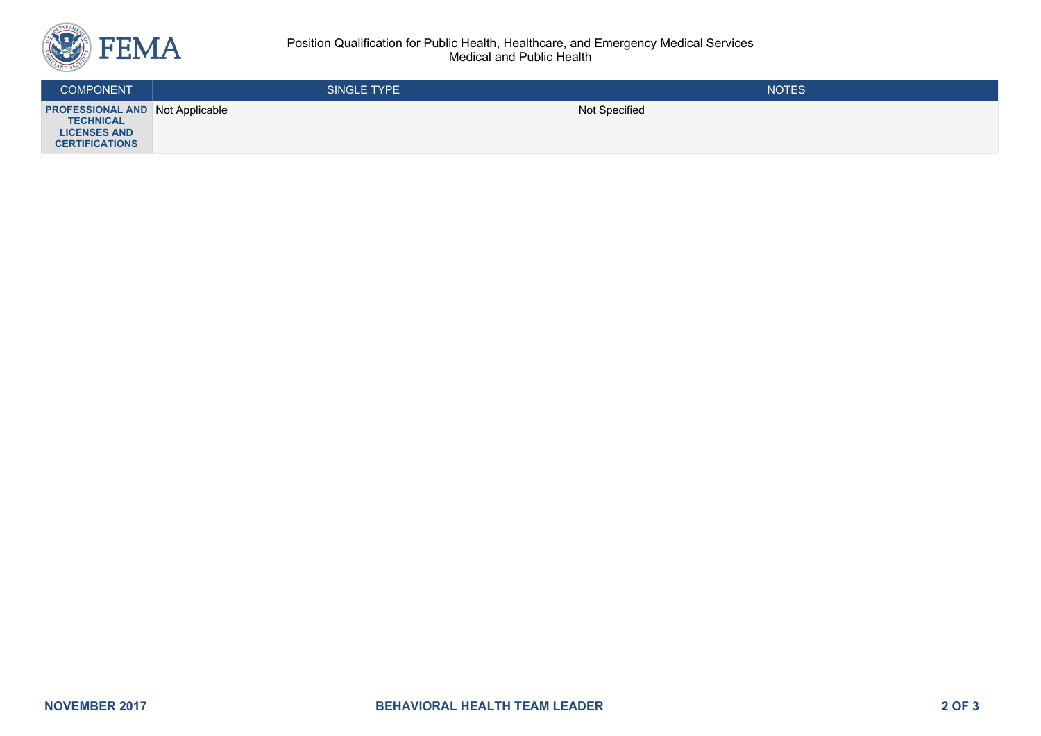| COMPONENT | SINGLE TYPE | NOTES |
|---|---|---|
| **PROFESSIONAL AND TECHNICAL LICENSES AND CERTIFICATIONS** | Not Applicable | Not Specified |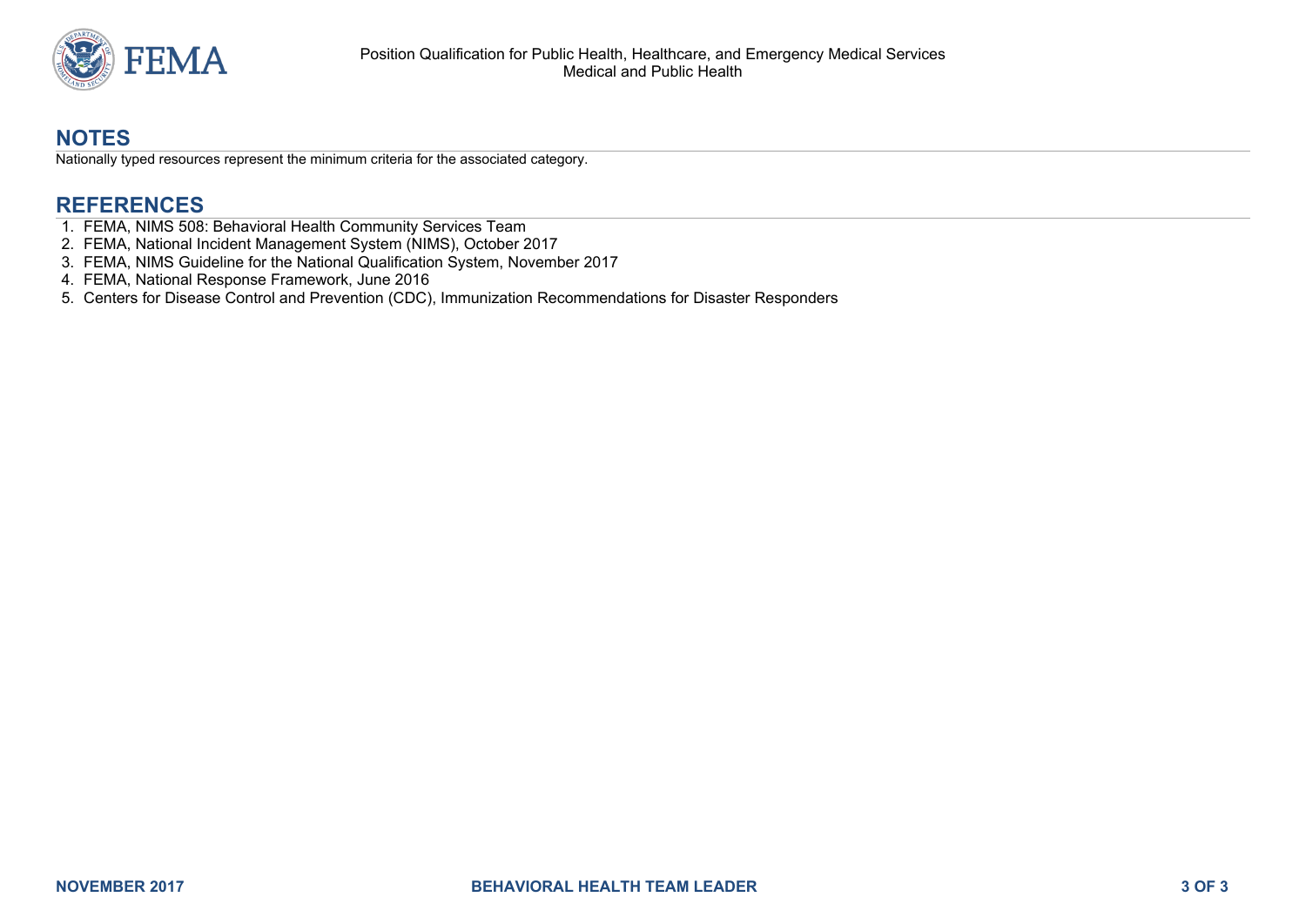## NOTES

Nationally typed resources represent the minimum criteria for the associated category.

## REFERENCES

1. FEMA, NIMS 508: Behavioral Health Community Services Team
2. FEMA, National Incident Management System (NIMS), October 2017
3. FEMA, NIMS Guideline for the National Qualification System, November 2017
4. FEMA, National Response Framework, June 2016
5. Centers for Disease Control and Prevention (CDC), Immunization Recommendations for Disaster Responders